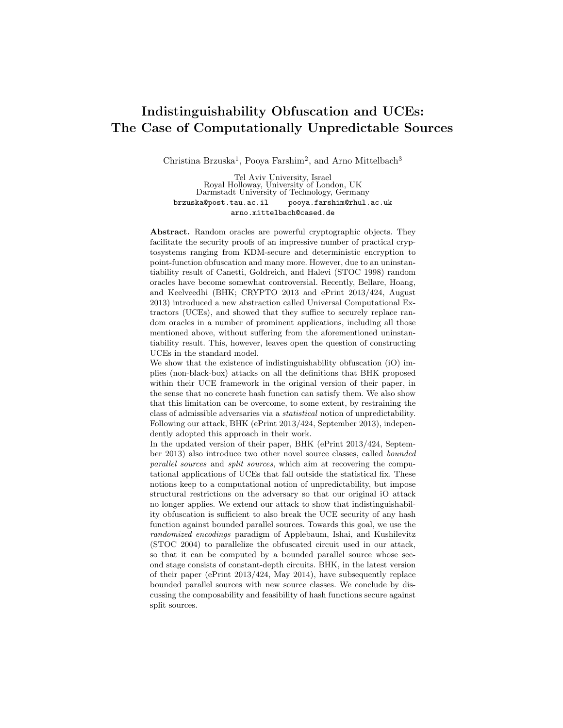# Indistinguishability Obfuscation and UCEs: The Case of Computationally Unpredictable Sources

Christina Brzuska[1], Pooya Farshim[2], and Arno Mittelbach[3]

Tel Aviv University, Israel
Royal Holloway, University of London, UK
Darmstadt University of Technology, Germany

brzuska@post.tau.ac.il pooya.farshim@rhul.ac.uk
arno.mittelbach@cased.de

**Abstract.** Random oracles are powerful cryptographic objects. They facilitate the security proofs of an impressive number of practical cryptosystems ranging from KDM-secure and deterministic encryption to point-function obfuscation and many more. However, due to an uninstantiability result of Canetti, Goldreich, and Halevi (STOC 1998) random oracles have become somewhat controversial. Recently, Bellare, Hoang, and Keelveedhi (BHK; CRYPTO 2013 and ePrint 2013/424, August 2013) introduced a new abstraction called Universal Computational Extractors (UCEs), and showed that they suffice to securely replace random oracles in a number of prominent applications, including all those mentioned above, without suffering from the aforementioned uninstantiability result. This, however, leaves open the question of constructing UCEs in the standard model.

We show that the existence of indistinguishability obfuscation (iO) implies (non-black-box) attacks on all the definitions that BHK proposed within their UCE framework in the original version of their paper, in the sense that no concrete hash function can satisfy them. We also show that this limitation can be overcome, to some extent, by restraining the class of admissible adversaries via a *statistical* notion of unpredictability. Following our attack, BHK (ePrint 2013/424, September 2013), independently adopted this approach in their work.

In the updated version of their paper, BHK (ePrint 2013/424, September 2013) also introduce two other novel source classes, called *bounded parallel sources* and *split sources*, which aim at recovering the computational applications of UCEs that fall outside the statistical fix. These notions keep to a computational notion of unpredictability, but impose structural restrictions on the adversary so that our original iO attack no longer applies. We extend our attack to show that indistinguishability obfuscation is sufficient to also break the UCE security of any hash function against bounded parallel sources. Towards this goal, we use the *randomized encodings* paradigm of Applebaum, Ishai, and Kushilevitz (STOC 2004) to parallelize the obfuscated circuit used in our attack, so that it can be computed by a bounded parallel source whose second stage consists of constant-depth circuits. BHK, in the latest version of their paper (ePrint 2013/424, May 2014), have subsequently replace bounded parallel sources with new source classes. We conclude by discussing the composability and feasibility of hash functions secure against split sources.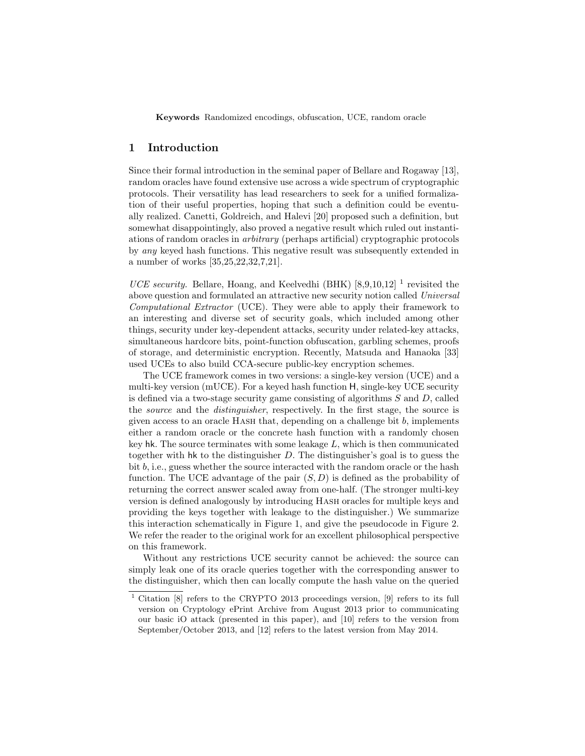**Keywords** Randomized encodings, obfuscation, UCE, random oracle

## 1 Introduction

Since their formal introduction in the seminal paper of Bellare and Rogaway [13], random oracles have found extensive use across a wide spectrum of cryptographic protocols. Their versatility has lead researchers to seek for a unified formalization of their useful properties, hoping that such a definition could be eventually realized. Canetti, Goldreich, and Halevi [20] proposed such a definition, but somewhat disappointingly, also proved a negative result which ruled out instantiations of random oracles in *arbitrary* (perhaps artificial) cryptographic protocols by *any* keyed hash functions. This negative result was subsequently extended in a number of works [35,25,22,32,7,21].

*UCE security.* Bellare, Hoang, and Keelvedhi (BHK) [8,9,10,12] [1] revisited the above question and formulated an attractive new security notion called *Universal Computational Extractor* (UCE). They were able to apply their framework to an interesting and diverse set of security goals, which included among other things, security under key-dependent attacks, security under related-key attacks, simultaneous hardcore bits, point-function obfuscation, garbling schemes, proofs of storage, and deterministic encryption. Recently, Matsuda and Hanaoka [33] used UCEs to also build CCA-secure public-key encryption schemes.

The UCE framework comes in two versions: a single-key version (UCE) and a multi-key version (mUCE). For a keyed hash function H, single-key UCE security is defined via a two-stage security game consisting of algorithms $S$ and $D$, called the *source* and the *distinguisher*, respectively. In the first stage, the source is given access to an oracle HASH that, depending on a challenge bit $b$, implements either a random oracle or the concrete hash function with a randomly chosen key hk. The source terminates with some leakage $L$, which is then communicated together with hk to the distinguisher $D$. The distinguisher's goal is to guess the bit $b$, i.e., guess whether the source interacted with the random oracle or the hash function. The UCE advantage of the pair $(S, D)$ is defined as the probability of returning the correct answer scaled away from one-half. (The stronger multi-key version is defined analogously by introducing HASH oracles for multiple keys and providing the keys together with leakage to the distinguisher.) We summarize this interaction schematically in Figure 1, and give the pseudocode in Figure 2. We refer the reader to the original work for an excellent philosophical perspective on this framework.

Without any restrictions UCE security cannot be achieved: the source can simply leak one of its oracle queries together with the corresponding answer to the distinguisher, which then can locally compute the hash value on the queried

[1] Citation [8] refers to the CRYPTO 2013 proceedings version, [9] refers to its full version on Cryptology ePrint Archive from August 2013 prior to communicating our basic iO attack (presented in this paper), and [10] refers to the version from September/October 2013, and [12] refers to the latest version from May 2014.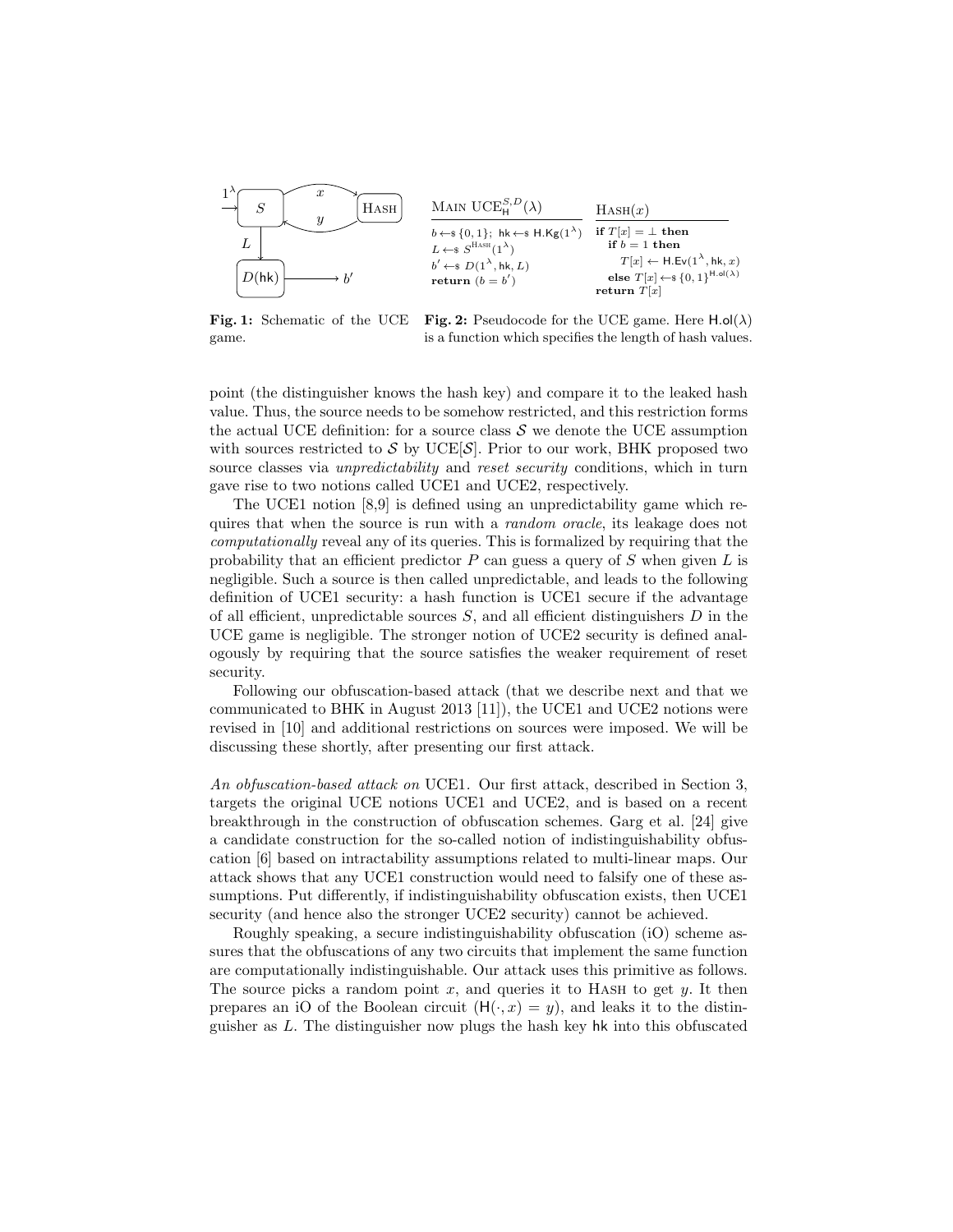**Fig. 1:** Schematic of the UCE game.

```
MAIN UCE_H^{S,D}(λ)
  b ←$ {0,1}; hk ←$ H.Kg(1^λ)
  L ←$ S^{HASH}(1^λ)
  b' ←$ D(1^λ, hk, L)
  return (b = b')

HASH(x)
  if T[x] = ⊥ then
    if b = 1 then
      T[x] ← H.Ev(1^λ, hk, x)
    else T[x] ←$ {0,1}^{H.ol(λ)}
  return T[x]
```

**Fig. 2:** Pseudocode for the UCE game. Here $\mathsf{H.ol}(\lambda)$ is a function which specifies the length of hash values.

point (the distinguisher knows the hash key) and compare it to the leaked hash value. Thus, the source needs to be somehow restricted, and this restriction forms the actual UCE definition: for a source class $\mathcal{S}$ we denote the UCE assumption with sources restricted to $\mathcal{S}$ by UCE[$\mathcal{S}$]. Prior to our work, BHK proposed two source classes via *unpredictability* and *reset security* conditions, which in turn gave rise to two notions called UCE1 and UCE2, respectively.

The UCE1 notion [8,9] is defined using an unpredictability game which requires that when the source is run with a *random oracle*, its leakage does not *computationally* reveal any of its queries. This is formalized by requiring that the probability that an efficient predictor $P$ can guess a query of $S$ when given $L$ is negligible. Such a source is then called unpredictable, and leads to the following definition of UCE1 security: a hash function is UCE1 secure if the advantage of all efficient, unpredictable sources $S$, and all efficient distinguishers $D$ in the UCE game is negligible. The stronger notion of UCE2 security is defined analogously by requiring that the source satisfies the weaker requirement of reset security.

Following our obfuscation-based attack (that we describe next and that we communicated to BHK in August 2013 [11]), the UCE1 and UCE2 notions were revised in [10] and additional restrictions on sources were imposed. We will be discussing these shortly, after presenting our first attack.

*An obfuscation-based attack on* UCE1. Our first attack, described in Section 3, targets the original UCE notions UCE1 and UCE2, and is based on a recent breakthrough in the construction of obfuscation schemes. Garg et al. [24] give a candidate construction for the so-called notion of indistinguishability obfuscation [6] based on intractability assumptions related to multi-linear maps. Our attack shows that any UCE1 construction would need to falsify one of these assumptions. Put differently, if indistinguishability obfuscation exists, then UCE1 security (and hence also the stronger UCE2 security) cannot be achieved.

Roughly speaking, a secure indistinguishability obfuscation (iO) scheme assures that the obfuscations of any two circuits that implement the same function are computationally indistinguishable. Our attack uses this primitive as follows. The source picks a random point $x$, and queries it to HASH to get $y$. It then prepares an iO of the Boolean circuit $(\mathsf{H}(\cdot, x) = y)$, and leaks it to the distinguisher as $L$. The distinguisher now plugs the hash key $\mathsf{hk}$ into this obfuscated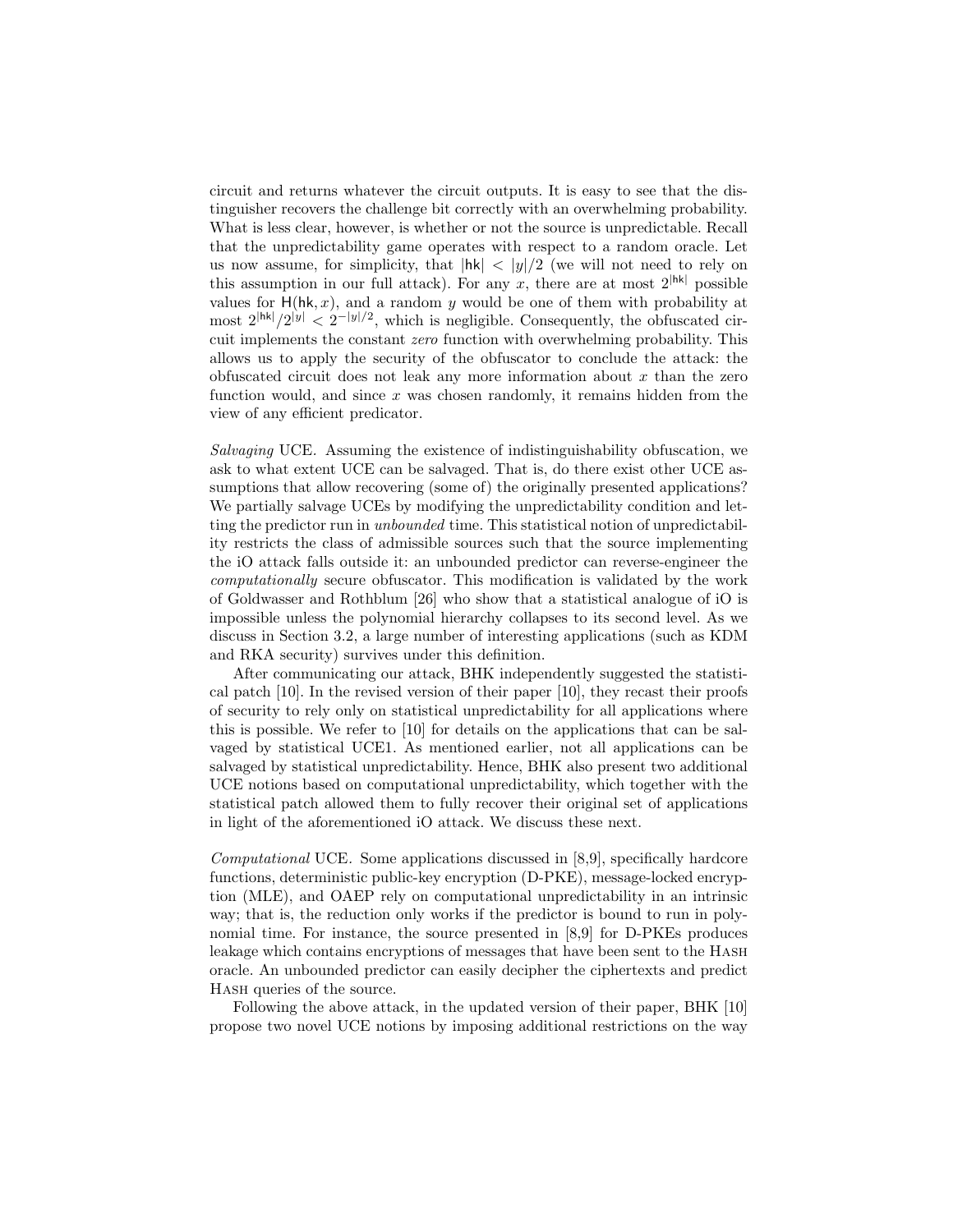circuit and returns whatever the circuit outputs. It is easy to see that the distinguisher recovers the challenge bit correctly with an overwhelming probability. What is less clear, however, is whether or not the source is unpredictable. Recall that the unpredictability game operates with respect to a random oracle. Let us now assume, for simplicity, that $|\mathsf{hk}| < |y|/2$ (we will not need to rely on this assumption in our full attack). For any $x$, there are at most $2^{|\mathsf{hk}|}$ possible values for $\mathsf{H}(\mathsf{hk}, x)$, and a random $y$ would be one of them with probability at most $2^{|\mathsf{hk}|}/2^{|y|} < 2^{-|y|/2}$, which is negligible. Consequently, the obfuscated circuit implements the constant *zero* function with overwhelming probability. This allows us to apply the security of the obfuscator to conclude the attack: the obfuscated circuit does not leak any more information about $x$ than the zero function would, and since $x$ was chosen randomly, it remains hidden from the view of any efficient predicator.

*Salvaging* UCE. Assuming the existence of indistinguishability obfuscation, we ask to what extent UCE can be salvaged. That is, do there exist other UCE assumptions that allow recovering (some of) the originally presented applications? We partially salvage UCEs by modifying the unpredictability condition and letting the predictor run in *unbounded* time. This statistical notion of unpredictability restricts the class of admissible sources such that the source implementing the iO attack falls outside it: an unbounded predictor can reverse-engineer the *computationally* secure obfuscator. This modification is validated by the work of Goldwasser and Rothblum [26] who show that a statistical analogue of iO is impossible unless the polynomial hierarchy collapses to its second level. As we discuss in Section 3.2, a large number of interesting applications (such as KDM and RKA security) survives under this definition.

After communicating our attack, BHK independently suggested the statistical patch [10]. In the revised version of their paper [10], they recast their proofs of security to rely only on statistical unpredictability for all applications where this is possible. We refer to [10] for details on the applications that can be salvaged by statistical UCE1. As mentioned earlier, not all applications can be salvaged by statistical unpredictability. Hence, BHK also present two additional UCE notions based on computational unpredictability, which together with the statistical patch allowed them to fully recover their original set of applications in light of the aforementioned iO attack. We discuss these next.

*Computational* UCE. Some applications discussed in [8,9], specifically hardcore functions, deterministic public-key encryption (D-PKE), message-locked encryption (MLE), and OAEP rely on computational unpredictability in an intrinsic way; that is, the reduction only works if the predictor is bound to run in polynomial time. For instance, the source presented in [8,9] for D-PKEs produces leakage which contains encryptions of messages that have been sent to the Hash oracle. An unbounded predictor can easily decipher the ciphertexts and predict Hash queries of the source.

Following the above attack, in the updated version of their paper, BHK [10] propose two novel UCE notions by imposing additional restrictions on the way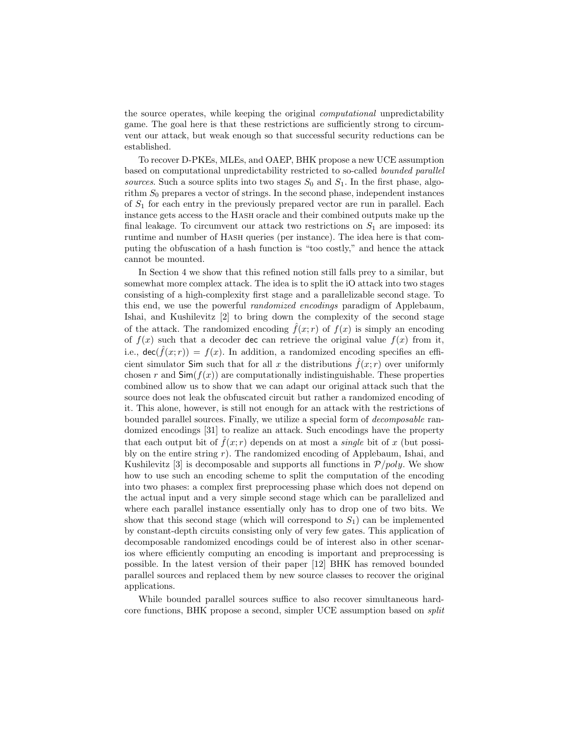the source operates, while keeping the original *computational* unpredictability game. The goal here is that these restrictions are sufficiently strong to circumvent our attack, but weak enough so that successful security reductions can be established.

To recover D-PKEs, MLEs, and OAEP, BHK propose a new UCE assumption based on computational unpredictability restricted to so-called *bounded parallel sources*. Such a source splits into two stages $S_0$ and $S_1$. In the first phase, algorithm $S_0$ prepares a vector of strings. In the second phase, independent instances of $S_1$ for each entry in the previously prepared vector are run in parallel. Each instance gets access to the Hash oracle and their combined outputs make up the final leakage. To circumvent our attack two restrictions on $S_1$ are imposed: its runtime and number of Hash queries (per instance). The idea here is that computing the obfuscation of a hash function is "too costly," and hence the attack cannot be mounted.

In Section 4 we show that this refined notion still falls prey to a similar, but somewhat more complex attack. The idea is to split the iO attack into two stages consisting of a high-complexity first stage and a parallelizable second stage. To this end, we use the powerful *randomized encodings* paradigm of Applebaum, Ishai, and Kushilevitz [2] to bring down the complexity of the second stage of the attack. The randomized encoding $\hat{f}(x;r)$ of $f(x)$ is simply an encoding of $f(x)$ such that a decoder $\mathsf{dec}$ can retrieve the original value $f(x)$ from it, i.e., $\mathsf{dec}(\hat{f}(x;r)) = f(x)$. In addition, a randomized encoding specifies an efficient simulator $\mathsf{Sim}$ such that for all $x$ the distributions $\hat{f}(x;r)$ over uniformly chosen $r$ and $\mathsf{Sim}(f(x))$ are computationally indistinguishable. These properties combined allow us to show that we can adapt our original attack such that the source does not leak the obfuscated circuit but rather a randomized encoding of it. This alone, however, is still not enough for an attack with the restrictions of bounded parallel sources. Finally, we utilize a special form of *decomposable* randomized encodings [31] to realize an attack. Such encodings have the property that each output bit of $\hat{f}(x;r)$ depends on at most a *single* bit of $x$ (but possibly on the entire string $r$). The randomized encoding of Applebaum, Ishai, and Kushilevitz [3] is decomposable and supports all functions in $\mathcal{P}/poly$. We show how to use such an encoding scheme to split the computation of the encoding into two phases: a complex first preprocessing phase which does not depend on the actual input and a very simple second stage which can be parallelized and where each parallel instance essentially only has to drop one of two bits. We show that this second stage (which will correspond to $S_1$) can be implemented by constant-depth circuits consisting only of very few gates. This application of decomposable randomized encodings could be of interest also in other scenarios where efficiently computing an encoding is important and preprocessing is possible. In the latest version of their paper [12] BHK has removed bounded parallel sources and replaced them by new source classes to recover the original applications.

While bounded parallel sources suffice to also recover simultaneous hardcore functions, BHK propose a second, simpler UCE assumption based on *split*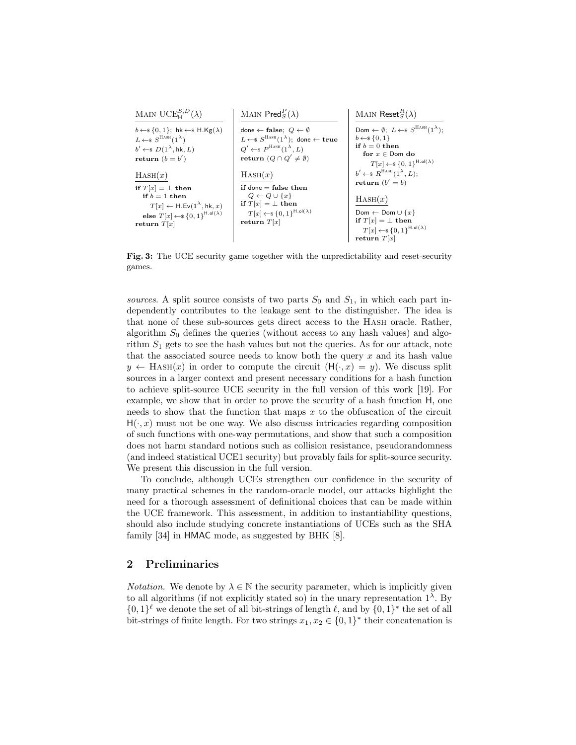```
MAIN UCE_H^{S,D}(λ)
-------------------
b ←$ {0,1}; hk ←$ H.Kg(λ)
L ←$ S^{HASH}(1^λ)
b' ←$ D(1^λ, hk, L)
return (b = b')

HASH(x)
-------
if T[x] = ⊥ then
  if b = 1 then
    T[x] ← H.Ev(1^λ, hk, x)
  else T[x] ←$ {0,1}^{H.ol(λ)}
return T[x]
```

```
MAIN Pred_S^P(λ)
----------------
done ← false; Q ← ∅
L ←$ S^{HASH}(1^λ); done ← true
Q' ←$ P^{HASH}(1^λ, L)
return (Q ∩ Q' ≠ ∅)

HASH(x)
-------
if done = false then
  Q ← Q ∪ {x}
if T[x] = ⊥ then
  T[x] ←$ {0,1}^{H.ol(λ)}
return T[x]
```

```
MAIN Reset_S^R(λ)
-----------------
Dom ← ∅; L ←$ S^{HASH}(1^λ);
b ←$ {0,1}
if b = 0 then
  for x ∈ Dom do
    T[x] ←$ {0,1}^{H.ol(λ)}
b' ←$ R^{HASH}(1^λ, L);
return (b' = b)

HASH(x)
-------
Dom ← Dom ∪ {x}
if T[x] = ⊥ then
  T[x] ←$ {0,1}^{H.ol(λ)}
return T[x]
```

**Fig. 3:** The UCE security game together with the unpredictability and reset-security games.

*sources*. A split source consists of two parts $S_0$ and $S_1$, in which each part independently contributes to the leakage sent to the distinguisher. The idea is that none of these sub-sources gets direct access to the HASH oracle. Rather, algorithm $S_0$ defines the queries (without access to any hash values) and algorithm $S_1$ gets to see the hash values but not the queries. As for our attack, note that the associated source needs to know both the query $x$ and its hash value $y \leftarrow \text{HASH}(x)$ in order to compute the circuit $(\mathsf{H}(\cdot, x) = y)$. We discuss split sources in a larger context and present necessary conditions for a hash function to achieve split-source UCE security in the full version of this work [19]. For example, we show that in order to prove the security of a hash function $\mathsf{H}$, one needs to show that the function that maps $x$ to the obfuscation of the circuit $\mathsf{H}(\cdot, x)$ must not be one way. We also discuss intricacies regarding composition of such functions with one-way permutations, and show that such a composition does not harm standard notions such as collision resistance, pseudorandomness (and indeed statistical UCE1 security) but provably fails for split-source security. We present this discussion in the full version.

To conclude, although UCEs strengthen our confidence in the security of many practical schemes in the random-oracle model, our attacks highlight the need for a thorough assessment of definitional choices that can be made within the UCE framework. This assessment, in addition to instantiability questions, should also include studying concrete instantiations of UCEs such as the SHA family [34] in HMAC mode, as suggested by BHK [8].

## 2 Preliminaries

*Notation.* We denote by $\lambda \in \mathbb{N}$ the security parameter, which is implicitly given to all algorithms (if not explicitly stated so) in the unary representation $1^\lambda$. By $\{0,1\}^\ell$ we denote the set of all bit-strings of length $\ell$, and by $\{0,1\}^*$ the set of all bit-strings of finite length. For two strings $x_1, x_2 \in \{0,1\}^*$ their concatenation is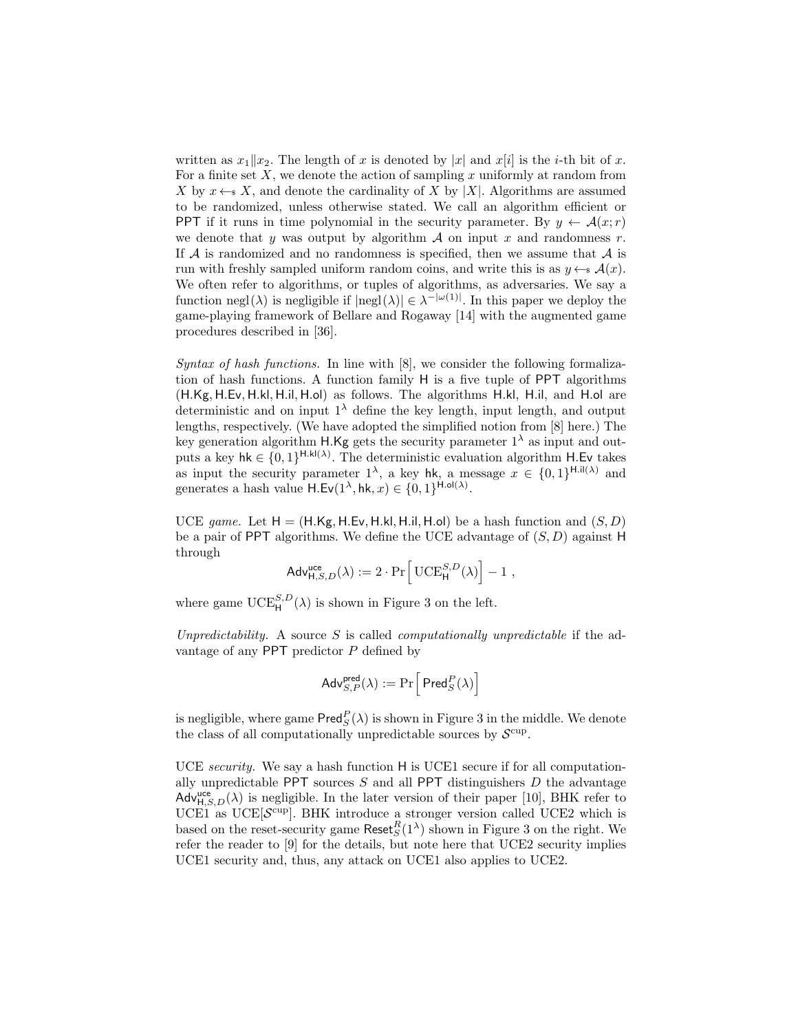written as $x_1 \| x_2$. The length of $x$ is denoted by $|x|$ and $x[i]$ is the $i$-th bit of $x$. For a finite set $X$, we denote the action of sampling $x$ uniformly at random from $X$ by $x \leftarrow_{\$} X$, and denote the cardinality of $X$ by $|X|$. Algorithms are assumed to be randomized, unless otherwise stated. We call an algorithm efficient or PPT if it runs in time polynomial in the security parameter. By $y \leftarrow \mathcal{A}(x; r)$ we denote that $y$ was output by algorithm $\mathcal{A}$ on input $x$ and randomness $r$. If $\mathcal{A}$ is randomized and no randomness is specified, then we assume that $\mathcal{A}$ is run with freshly sampled uniform random coins, and write this is as $y \leftarrow_{\$} \mathcal{A}(x)$. We often refer to algorithms, or tuples of algorithms, as adversaries. We say a function $\mathrm{negl}(\lambda)$ is negligible if $|\mathrm{negl}(\lambda)| \in \lambda^{-|\omega(1)|}$. In this paper we deploy the game-playing framework of Bellare and Rogaway [14] with the augmented game procedures described in [36].

*Syntax of hash functions.* In line with [8], we consider the following formalization of hash functions. A function family $\mathsf{H}$ is a five tuple of PPT algorithms $(\mathsf{H.Kg}, \mathsf{H.Ev}, \mathsf{H.kl}, \mathsf{H.il}, \mathsf{H.ol})$ as follows. The algorithms $\mathsf{H.kl}$, $\mathsf{H.il}$, and $\mathsf{H.ol}$ are deterministic and on input $1^\lambda$ define the key length, input length, and output lengths, respectively. (We have adopted the simplified notion from [8] here.) The key generation algorithm $\mathsf{H.Kg}$ gets the security parameter $1^\lambda$ as input and outputs a key $\mathsf{hk} \in \{0,1\}^{\mathsf{H.kl}(\lambda)}$. The deterministic evaluation algorithm $\mathsf{H.Ev}$ takes as input the security parameter $1^\lambda$, a key $\mathsf{hk}$, a message $x \in \{0,1\}^{\mathsf{H.il}(\lambda)}$ and generates a hash value $\mathsf{H.Ev}(1^\lambda, \mathsf{hk}, x) \in \{0,1\}^{\mathsf{H.ol}(\lambda)}$.

UCE *game.* Let $\mathsf{H} = (\mathsf{H.Kg}, \mathsf{H.Ev}, \mathsf{H.kl}, \mathsf{H.il}, \mathsf{H.ol})$ be a hash function and $(S, D)$ be a pair of PPT algorithms. We define the UCE advantage of $(S, D)$ against $\mathsf{H}$ through

$$\mathsf{Adv}^{\mathsf{uce}}_{\mathsf{H},S,D}(\lambda) := 2 \cdot \Pr\left[\, \mathrm{UCE}^{S,D}_{\mathsf{H}}(\lambda) \right] - 1 \ ,$$

where game $\mathrm{UCE}^{S,D}_{\mathsf{H}}(\lambda)$ is shown in Figure 3 on the left.

*Unpredictability.* A source $S$ is called *computationally unpredictable* if the advantage of any PPT predictor $P$ defined by

$$\mathsf{Adv}^{\mathsf{pred}}_{S,P}(\lambda) := \Pr\left[\, \mathsf{Pred}^{P}_{S}(\lambda) \right]$$

is negligible, where game $\mathsf{Pred}^{P}_{S}(\lambda)$ is shown in Figure 3 in the middle. We denote the class of all computationally unpredictable sources by $\mathcal{S}^{\mathrm{cup}}$.

UCE *security.* We say a hash function $\mathsf{H}$ is UCE1 secure if for all computationally unpredictable PPT sources $S$ and all PPT distinguishers $D$ the advantage $\mathsf{Adv}^{\mathsf{uce}}_{\mathsf{H},S,D}(\lambda)$ is negligible. In the later version of their paper [10], BHK refer to UCE1 as $\mathrm{UCE}[\mathcal{S}^{\mathrm{cup}}]$. BHK introduce a stronger version called UCE2 which is based on the reset-security game $\mathsf{Reset}^{R}_{S}(1^\lambda)$ shown in Figure 3 on the right. We refer the reader to [9] for the details, but note here that UCE2 security implies UCE1 security and, thus, any attack on UCE1 also applies to UCE2.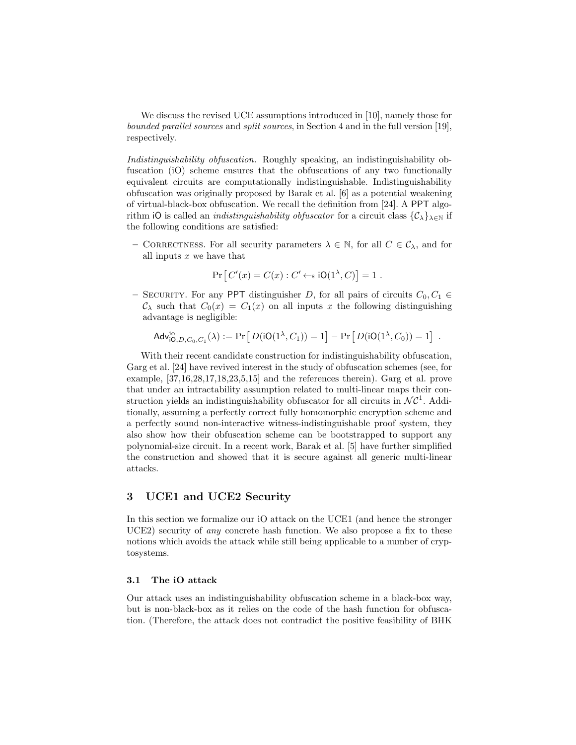We discuss the revised UCE assumptions introduced in [10], namely those for *bounded parallel sources* and *split sources*, in Section 4 and in the full version [19], respectively.

*Indistinguishability obfuscation.* Roughly speaking, an indistinguishability obfuscation (iO) scheme ensures that the obfuscations of any two functionally equivalent circuits are computationally indistinguishable. Indistinguishability obfuscation was originally proposed by Barak et al. [6] as a potential weakening of virtual-black-box obfuscation. We recall the definition from [24]. A PPT algorithm iO is called an *indistinguishability obfuscator* for a circuit class $\{\mathcal{C}_\lambda\}_{\lambda \in \mathbb{N}}$ if the following conditions are satisfied:

- Correctness. For all security parameters $\lambda \in \mathbb{N}$, for all $C \in \mathcal{C}_\lambda$, and for all inputs $x$ we have that

$$\Pr\left[\, C'(x) = C(x) : C' \leftarrow_{\$} \mathsf{iO}(1^\lambda, C)\right] = 1 \;.$$

- Security. For any PPT distinguisher $D$, for all pairs of circuits $C_0, C_1 \in \mathcal{C}_\lambda$ such that $C_0(x) = C_1(x)$ on all inputs $x$ the following distinguishing advantage is negligible:

$$\mathsf{Adv}^{\mathrm{io}}_{\mathsf{iO},D,C_0,C_1}(\lambda) := \Pr\left[\, D(\mathsf{iO}(1^\lambda, C_1)) = 1\right] - \Pr\left[\, D(\mathsf{iO}(1^\lambda, C_0)) = 1\right] \;.$$

With their recent candidate construction for indistinguishability obfuscation, Garg et al. [24] have revived interest in the study of obfuscation schemes (see, for example, [37,16,28,17,18,23,5,15] and the references therein). Garg et al. prove that under an intractability assumption related to multi-linear maps their construction yields an indistinguishability obfuscator for all circuits in $\mathcal{NC}^1$. Additionally, assuming a perfectly correct fully homomorphic encryption scheme and a perfectly sound non-interactive witness-indistinguishable proof system, they also show how their obfuscation scheme can be bootstrapped to support any polynomial-size circuit. In a recent work, Barak et al. [5] have further simplified the construction and showed that it is secure against all generic multi-linear attacks.

## 3 UCE1 and UCE2 Security

In this section we formalize our iO attack on the UCE1 (and hence the stronger UCE2) security of *any* concrete hash function. We also propose a fix to these notions which avoids the attack while still being applicable to a number of cryptosystems.

### 3.1 The iO attack

Our attack uses an indistinguishability obfuscation scheme in a black-box way, but is non-black-box as it relies on the code of the hash function for obfuscation. (Therefore, the attack does not contradict the positive feasibility of BHK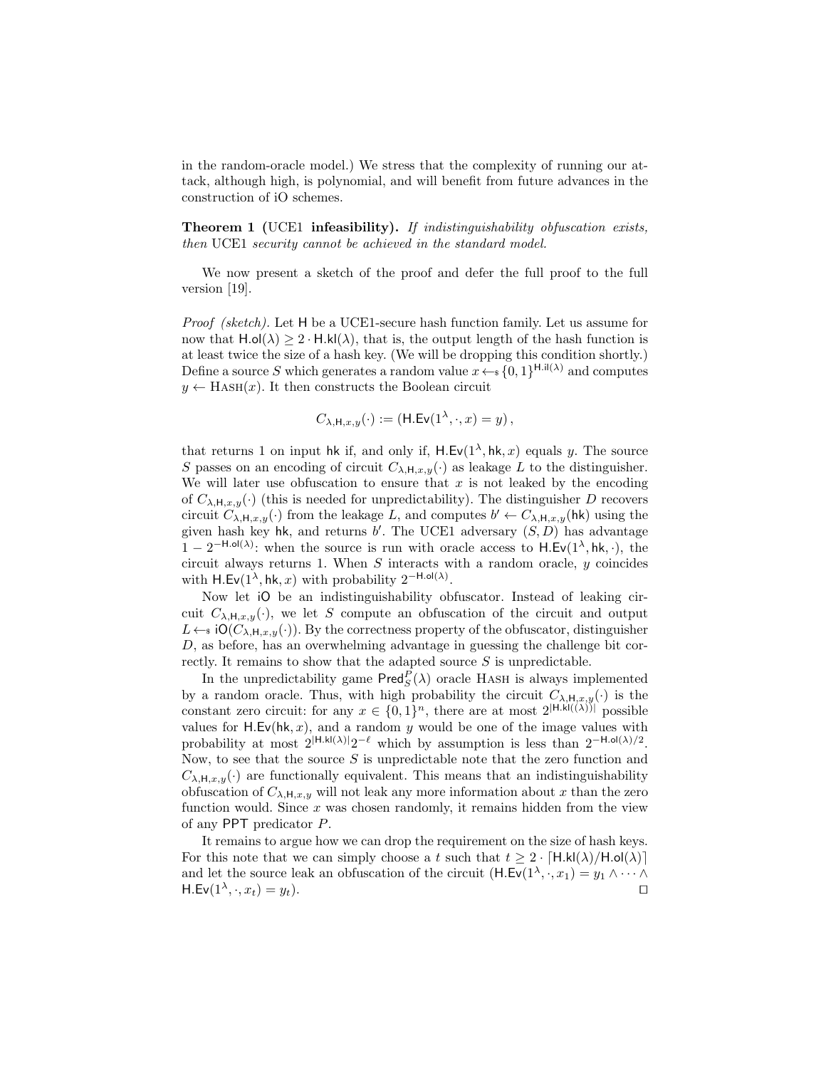in the random-oracle model.) We stress that the complexity of running our attack, although high, is polynomial, and will benefit from future advances in the construction of iO schemes.

**Theorem 1 (UCE1 infeasibility).** *If indistinguishability obfuscation exists, then UCE1 security cannot be achieved in the standard model.*

We now present a sketch of the proof and defer the full proof to the full version [19].

*Proof (sketch).* Let $\mathsf{H}$ be a UCE1-secure hash function family. Let us assume for now that $\mathsf{H.ol}(\lambda) \geq 2 \cdot \mathsf{H.kl}(\lambda)$, that is, the output length of the hash function is at least twice the size of a hash key. (We will be dropping this condition shortly.) Define a source $S$ which generates a random value $x \leftarrow_{\$} \{0,1\}^{\mathsf{H.il}(\lambda)}$ and computes $y \leftarrow \textsc{Hash}(x)$. It then constructs the Boolean circuit

$$C_{\lambda,\mathsf{H},x,y}(\cdot) := (\mathsf{H.Ev}(1^\lambda, \cdot, x) = y),$$

that returns 1 on input $\mathsf{hk}$ if, and only if, $\mathsf{H.Ev}(1^\lambda, \mathsf{hk}, x)$ equals $y$. The source $S$ passes on an encoding of circuit $C_{\lambda,\mathsf{H},x,y}(\cdot)$ as leakage $L$ to the distinguisher. We will later use obfuscation to ensure that $x$ is not leaked by the encoding of $C_{\lambda,\mathsf{H},x,y}(\cdot)$ (this is needed for unpredictability). The distinguisher $D$ recovers circuit $C_{\lambda,\mathsf{H},x,y}(\cdot)$ from the leakage $L$, and computes $b' \leftarrow C_{\lambda,\mathsf{H},x,y}(\mathsf{hk})$ using the given hash key $\mathsf{hk}$, and returns $b'$. The UCE1 adversary $(S, D)$ has advantage $1 - 2^{-\mathsf{H.ol}(\lambda)}$: when the source is run with oracle access to $\mathsf{H.Ev}(1^\lambda, \mathsf{hk}, \cdot)$, the circuit always returns 1. When $S$ interacts with a random oracle, $y$ coincides with $\mathsf{H.Ev}(1^\lambda, \mathsf{hk}, x)$ with probability $2^{-\mathsf{H.ol}(\lambda)}$.

Now let $\mathsf{iO}$ be an indistinguishability obfuscator. Instead of leaking circuit $C_{\lambda,\mathsf{H},x,y}(\cdot)$, we let $S$ compute an obfuscation of the circuit and output $L \leftarrow_{\$} \mathsf{iO}(C_{\lambda,\mathsf{H},x,y}(\cdot))$. By the correctness property of the obfuscator, distinguisher $D$, as before, has an overwhelming advantage in guessing the challenge bit correctly. It remains to show that the adapted source $S$ is unpredictable.

In the unpredictability game $\mathsf{Pred}^P_S(\lambda)$ oracle $\textsc{Hash}$ is always implemented by a random oracle. Thus, with high probability the circuit $C_{\lambda,\mathsf{H},x,y}(\cdot)$ is the constant zero circuit: for any $x \in \{0,1\}^n$, there are at most $2^{|\mathsf{H.kl}((\lambda))|}$ possible values for $\mathsf{H.Ev}(\mathsf{hk}, x)$, and a random $y$ would be one of the image values with probability at most $2^{|\mathsf{H.kl}(\lambda)|}2^{-\ell}$ which by assumption is less than $2^{-\mathsf{H.ol}(\lambda)/2}$. Now, to see that the source $S$ is unpredictable note that the zero function and $C_{\lambda,\mathsf{H},x,y}(\cdot)$ are functionally equivalent. This means that an indistinguishability obfuscation of $C_{\lambda,\mathsf{H},x,y}$ will not leak any more information about $x$ than the zero function would. Since $x$ was chosen randomly, it remains hidden from the view of any $\mathsf{PPT}$ predicator $P$.

It remains to argue how we can drop the requirement on the size of hash keys. For this note that we can simply choose a $t$ such that $t \geq 2 \cdot \lceil \mathsf{H.kl}(\lambda)/\mathsf{H.ol}(\lambda) \rceil$ and let the source leak an obfuscation of the circuit $(\mathsf{H.Ev}(1^\lambda, \cdot, x_1) = y_1 \wedge \cdots \wedge \mathsf{H.Ev}(1^\lambda, \cdot, x_t) = y_t)$. $\square$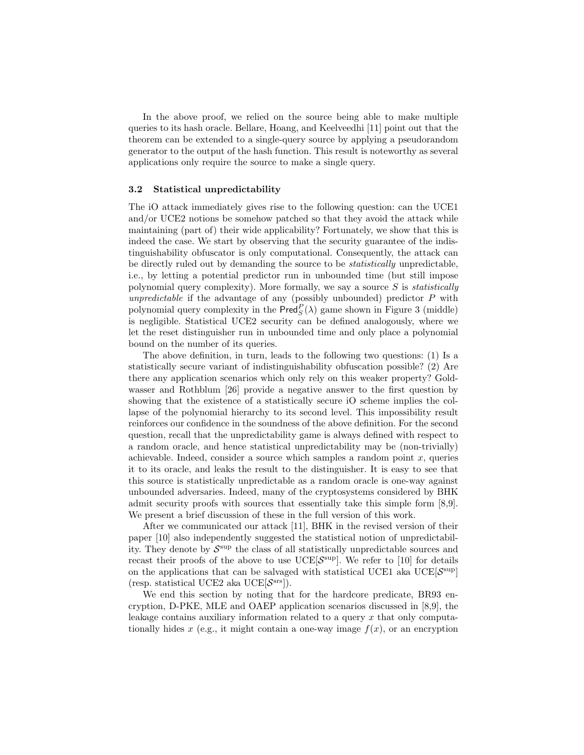In the above proof, we relied on the source being able to make multiple queries to its hash oracle. Bellare, Hoang, and Keelveedhi [11] point out that the theorem can be extended to a single-query source by applying a pseudorandom generator to the output of the hash function. This result is noteworthy as several applications only require the source to make a single query.

### 3.2 Statistical unpredictability

The iO attack immediately gives rise to the following question: can the UCE1 and/or UCE2 notions be somehow patched so that they avoid the attack while maintaining (part of) their wide applicability? Fortunately, we show that this is indeed the case. We start by observing that the security guarantee of the indistinguishability obfuscator is only computational. Consequently, the attack can be directly ruled out by demanding the source to be *statistically* unpredictable, i.e., by letting a potential predictor run in unbounded time (but still impose polynomial query complexity). More formally, we say a source $S$ is *statistically unpredictable* if the advantage of any (possibly unbounded) predictor $P$ with polynomial query complexity in the $\mathsf{Pred}_S^P(\lambda)$ game shown in Figure 3 (middle) is negligible. Statistical UCE2 security can be defined analogously, where we let the reset distinguisher run in unbounded time and only place a polynomial bound on the number of its queries.

The above definition, in turn, leads to the following two questions: (1) Is a statistically secure variant of indistinguishability obfuscation possible? (2) Are there any application scenarios which only rely on this weaker property? Goldwasser and Rothblum [26] provide a negative answer to the first question by showing that the existence of a statistically secure iO scheme implies the collapse of the polynomial hierarchy to its second level. This impossibility result reinforces our confidence in the soundness of the above definition. For the second question, recall that the unpredictability game is always defined with respect to a random oracle, and hence statistical unpredictability may be (non-trivially) achievable. Indeed, consider a source which samples a random point $x$, queries it to its oracle, and leaks the result to the distinguisher. It is easy to see that this source is statistically unpredictable as a random oracle is one-way against unbounded adversaries. Indeed, many of the cryptosystems considered by BHK admit security proofs with sources that essentially take this simple form [8,9]. We present a brief discussion of these in the full version of this work.

After we communicated our attack [11], BHK in the revised version of their paper [10] also independently suggested the statistical notion of unpredictability. They denote by $\mathcal{S}^{\rm sup}$ the class of all statistically unpredictable sources and recast their proofs of the above to use UCE[$\mathcal{S}^{\rm sup}$]. We refer to [10] for details on the applications that can be salvaged with statistical UCE1 aka UCE[$\mathcal{S}^{\rm sup}$] (resp. statistical UCE2 aka UCE[$\mathcal{S}^{\rm srs}$]).

We end this section by noting that for the hardcore predicate, BR93 encryption, D-PKE, MLE and OAEP application scenarios discussed in [8,9], the leakage contains auxiliary information related to a query $x$ that only computationally hides $x$ (e.g., it might contain a one-way image $f(x)$, or an encryption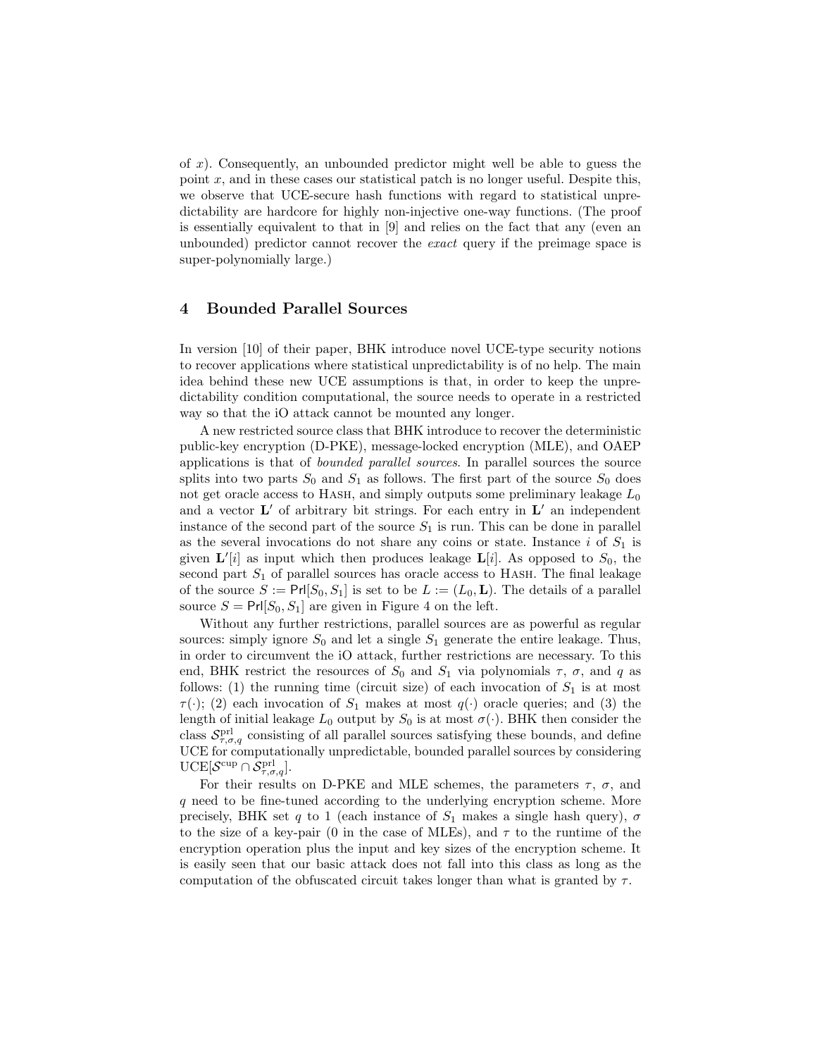of $x$). Consequently, an unbounded predictor might well be able to guess the point $x$, and in these cases our statistical patch is no longer useful. Despite this, we observe that UCE-secure hash functions with regard to statistical unpredictability are hardcore for highly non-injective one-way functions. (The proof is essentially equivalent to that in [9] and relies on the fact that any (even an unbounded) predictor cannot recover the *exact* query if the preimage space is super-polynomially large.)

## 4 Bounded Parallel Sources

In version [10] of their paper, BHK introduce novel UCE-type security notions to recover applications where statistical unpredictability is of no help. The main idea behind these new UCE assumptions is that, in order to keep the unpredictability condition computational, the source needs to operate in a restricted way so that the iO attack cannot be mounted any longer.

A new restricted source class that BHK introduce to recover the deterministic public-key encryption (D-PKE), message-locked encryption (MLE), and OAEP applications is that of *bounded parallel sources*. In parallel sources the source splits into two parts $S_0$ and $S_1$ as follows. The first part of the source $S_0$ does not get oracle access to Hash, and simply outputs some preliminary leakage $L_0$ and a vector $\mathbf{L}'$ of arbitrary bit strings. For each entry in $\mathbf{L}'$ an independent instance of the second part of the source $S_1$ is run. This can be done in parallel as the several invocations do not share any coins or state. Instance $i$ of $S_1$ is given $\mathbf{L}'[i]$ as input which then produces leakage $\mathbf{L}[i]$. As opposed to $S_0$, the second part $S_1$ of parallel sources has oracle access to Hash. The final leakage of the source $S := \mathsf{Prl}[S_0, S_1]$ is set to be $L := (L_0, \mathbf{L})$. The details of a parallel source $S = \mathsf{Prl}[S_0, S_1]$ are given in Figure 4 on the left.

Without any further restrictions, parallel sources are as powerful as regular sources: simply ignore $S_0$ and let a single $S_1$ generate the entire leakage. Thus, in order to circumvent the iO attack, further restrictions are necessary. To this end, BHK restrict the resources of $S_0$ and $S_1$ via polynomials $\tau$, $\sigma$, and $q$ as follows: (1) the running time (circuit size) of each invocation of $S_1$ is at most $\tau(\cdot)$; (2) each invocation of $S_1$ makes at most $q(\cdot)$ oracle queries; and (3) the length of initial leakage $L_0$ output by $S_0$ is at most $\sigma(\cdot)$. BHK then consider the class $\mathcal{S}^{\mathrm{prl}}_{\tau,\sigma,q}$ consisting of all parallel sources satisfying these bounds, and define UCE for computationally unpredictable, bounded parallel sources by considering $\mathrm{UCE}[\mathcal{S}^{\mathrm{cup}} \cap \mathcal{S}^{\mathrm{prl}}_{\tau,\sigma,q}]$.

For their results on D-PKE and MLE schemes, the parameters $\tau$, $\sigma$, and $q$ need to be fine-tuned according to the underlying encryption scheme. More precisely, BHK set $q$ to 1 (each instance of $S_1$ makes a single hash query), $\sigma$ to the size of a key-pair (0 in the case of MLEs), and $\tau$ to the runtime of the encryption operation plus the input and key sizes of the encryption scheme. It is easily seen that our basic attack does not fall into this class as long as the computation of the obfuscated circuit takes longer than what is granted by $\tau$.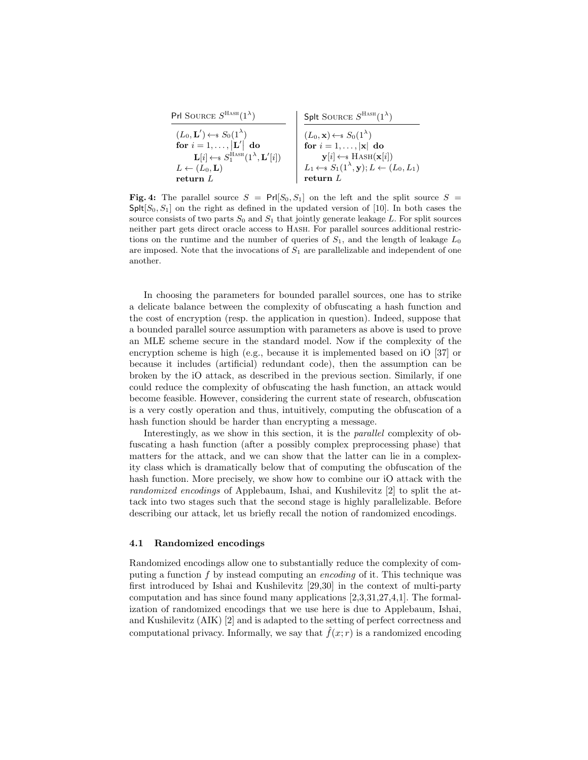| Prl Source $S^{\text{Hash}}(1^\lambda)$ | Splt Source $S^{\text{Hash}}(1^\lambda)$ |
|---|---|
| $(L_0, \mathbf{L}') \leftarrow_\$ S_0(1^\lambda)$ | $(L_0, \mathbf{x}) \leftarrow_\$ S_0(1^\lambda)$ |
| **for** $i = 1, \ldots, \lvert\mathbf{L}'\rvert$ **do** | **for** $i = 1, \ldots, \lvert\mathbf{x}\rvert$ **do** |
| $\quad \mathbf{L}[i] \leftarrow_\$ S_1^{\text{Hash}}(1^\lambda, \mathbf{L}'[i])$ | $\quad \mathbf{y}[i] \leftarrow_\$ \text{Hash}(\mathbf{x}[i])$ |
| $L \leftarrow (L_0, \mathbf{L})$ | $L_1 \leftarrow_\$ S_1(1^\lambda, \mathbf{y}); L \leftarrow (L_0, L_1)$ |
| **return** $L$ | **return** $L$ |

**Fig. 4:** The parallel source $S = \mathsf{Prl}[S_0, S_1]$ on the left and the split source $S = \mathsf{Splt}[S_0, S_1]$ on the right as defined in the updated version of [10]. In both cases the source consists of two parts $S_0$ and $S_1$ that jointly generate leakage $L$. For split sources neither part gets direct oracle access to Hash. For parallel sources additional restrictions on the runtime and the number of queries of $S_1$, and the length of leakage $L_0$ are imposed. Note that the invocations of $S_1$ are parallelizable and independent of one another.

In choosing the parameters for bounded parallel sources, one has to strike a delicate balance between the complexity of obfuscating a hash function and the cost of encryption (resp. the application in question). Indeed, suppose that a bounded parallel source assumption with parameters as above is used to prove an MLE scheme secure in the standard model. Now if the complexity of the encryption scheme is high (e.g., because it is implemented based on iO [37] or because it includes (artificial) redundant code), then the assumption can be broken by the iO attack, as described in the previous section. Similarly, if one could reduce the complexity of obfuscating the hash function, an attack would become feasible. However, considering the current state of research, obfuscation is a very costly operation and thus, intuitively, computing the obfuscation of a hash function should be harder than encrypting a message.

Interestingly, as we show in this section, it is the *parallel* complexity of obfuscating a hash function (after a possibly complex preprocessing phase) that matters for the attack, and we can show that the latter can lie in a complexity class which is dramatically below that of computing the obfuscation of the hash function. More precisely, we show how to combine our iO attack with the *randomized encodings* of Applebaum, Ishai, and Kushilevitz [2] to split the attack into two stages such that the second stage is highly parallelizable. Before describing our attack, let us briefly recall the notion of randomized encodings.

### 4.1 Randomized encodings

Randomized encodings allow one to substantially reduce the complexity of computing a function $f$ by instead computing an *encoding* of it. This technique was first introduced by Ishai and Kushilevitz [29,30] in the context of multi-party computation and has since found many applications [2,3,31,27,4,1]. The formalization of randomized encodings that we use here is due to Applebaum, Ishai, and Kushilevitz (AIK) [2] and is adapted to the setting of perfect correctness and computational privacy. Informally, we say that $\hat{f}(x; r)$ is a randomized encoding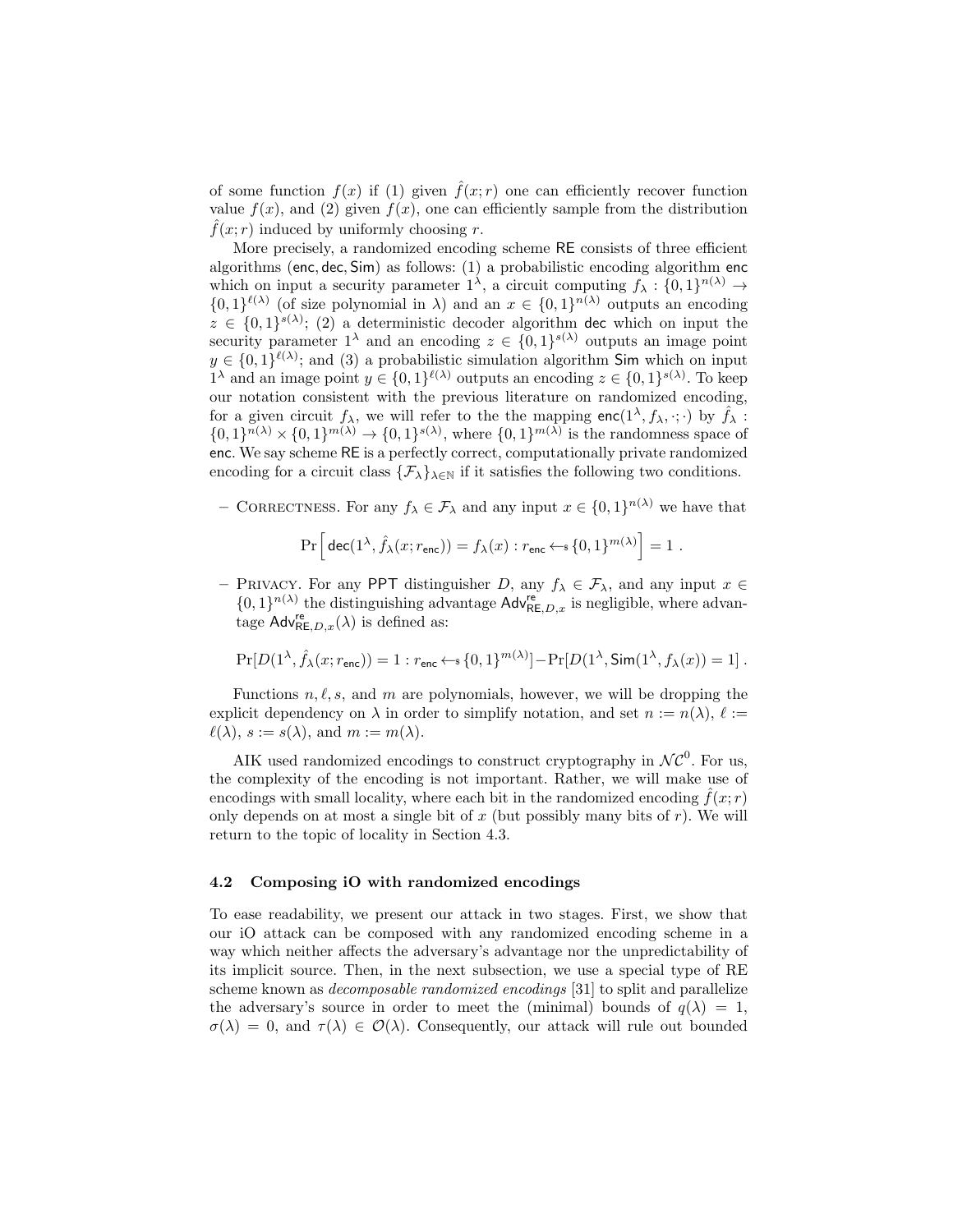of some function $f(x)$ if (1) given $\hat{f}(x;r)$ one can efficiently recover function value $f(x)$, and (2) given $f(x)$, one can efficiently sample from the distribution $\hat{f}(x;r)$ induced by uniformly choosing $r$.

More precisely, a randomized encoding scheme $\mathsf{RE}$ consists of three efficient algorithms $(\mathsf{enc}, \mathsf{dec}, \mathsf{Sim})$ as follows: (1) a probabilistic encoding algorithm $\mathsf{enc}$ which on input a security parameter $1^\lambda$, a circuit computing $f_\lambda : \{0,1\}^{n(\lambda)} \to \{0,1\}^{\ell(\lambda)}$ (of size polynomial in $\lambda$) and an $x \in \{0,1\}^{n(\lambda)}$ outputs an encoding $z \in \{0,1\}^{s(\lambda)}$; (2) a deterministic decoder algorithm $\mathsf{dec}$ which on input the security parameter $1^\lambda$ and an encoding $z \in \{0,1\}^{s(\lambda)}$ outputs an image point $y \in \{0,1\}^{\ell(\lambda)}$; and (3) a probabilistic simulation algorithm $\mathsf{Sim}$ which on input $1^\lambda$ and an image point $y \in \{0,1\}^{\ell(\lambda)}$ outputs an encoding $z \in \{0,1\}^{s(\lambda)}$. To keep our notation consistent with the previous literature on randomized encoding, for a given circuit $f_\lambda$, we will refer to the the mapping $\mathsf{enc}(1^\lambda, f_\lambda, \cdot; \cdot)$ by $\hat{f}_\lambda : \{0,1\}^{n(\lambda)} \times \{0,1\}^{m(\lambda)} \to \{0,1\}^{s(\lambda)}$, where $\{0,1\}^{m(\lambda)}$ is the randomness space of $\mathsf{enc}$. We say scheme $\mathsf{RE}$ is a perfectly correct, computationally private randomized encoding for a circuit class $\{\mathcal{F}_\lambda\}_{\lambda \in \mathbb{N}}$ if it satisfies the following two conditions.

- Correctness. For any $f_\lambda \in \mathcal{F}_\lambda$ and any input $x \in \{0,1\}^{n(\lambda)}$ we have that

$$\Pr\Big[\, \mathsf{dec}(1^\lambda, \hat{f}_\lambda(x; r_{\mathsf{enc}})) = f_\lambda(x) : r_{\mathsf{enc}} \leftarrow_{\$} \{0,1\}^{m(\lambda)} \Big] = 1 \ .$$

- Privacy. For any $\mathsf{PPT}$ distinguisher $D$, any $f_\lambda \in \mathcal{F}_\lambda$, and any input $x \in \{0,1\}^{n(\lambda)}$ the distinguishing advantage $\mathsf{Adv}^{\mathsf{re}}_{\mathsf{RE},D,x}$ is negligible, where advantage $\mathsf{Adv}^{\mathsf{re}}_{\mathsf{RE},D,x}(\lambda)$ is defined as:

$$\Pr[D(1^\lambda, \hat{f}_\lambda(x; r_{\mathsf{enc}})) = 1 : r_{\mathsf{enc}} \leftarrow_{\$} \{0,1\}^{m(\lambda)}] - \Pr[D(1^\lambda, \mathsf{Sim}(1^\lambda, f_\lambda(x)) = 1] \ .$$

Functions $n, \ell, s$, and $m$ are polynomials, however, we will be dropping the explicit dependency on $\lambda$ in order to simplify notation, and set $n := n(\lambda)$, $\ell := \ell(\lambda)$, $s := s(\lambda)$, and $m := m(\lambda)$.

AIK used randomized encodings to construct cryptography in $\mathcal{NC}^0$. For us, the complexity of the encoding is not important. Rather, we will make use of encodings with small locality, where each bit in the randomized encoding $\hat{f}(x;r)$ only depends on at most a single bit of $x$ (but possibly many bits of $r$). We will return to the topic of locality in Section 4.3.

### 4.2 Composing iO with randomized encodings

To ease readability, we present our attack in two stages. First, we show that our iO attack can be composed with any randomized encoding scheme in a way which neither affects the adversary's advantage nor the unpredictability of its implicit source. Then, in the next subsection, we use a special type of RE scheme known as *decomposable randomized encodings* [31] to split and parallelize the adversary's source in order to meet the (minimal) bounds of $q(\lambda) = 1$, $\sigma(\lambda) = 0$, and $\tau(\lambda) \in \mathcal{O}(\lambda)$. Consequently, our attack will rule out bounded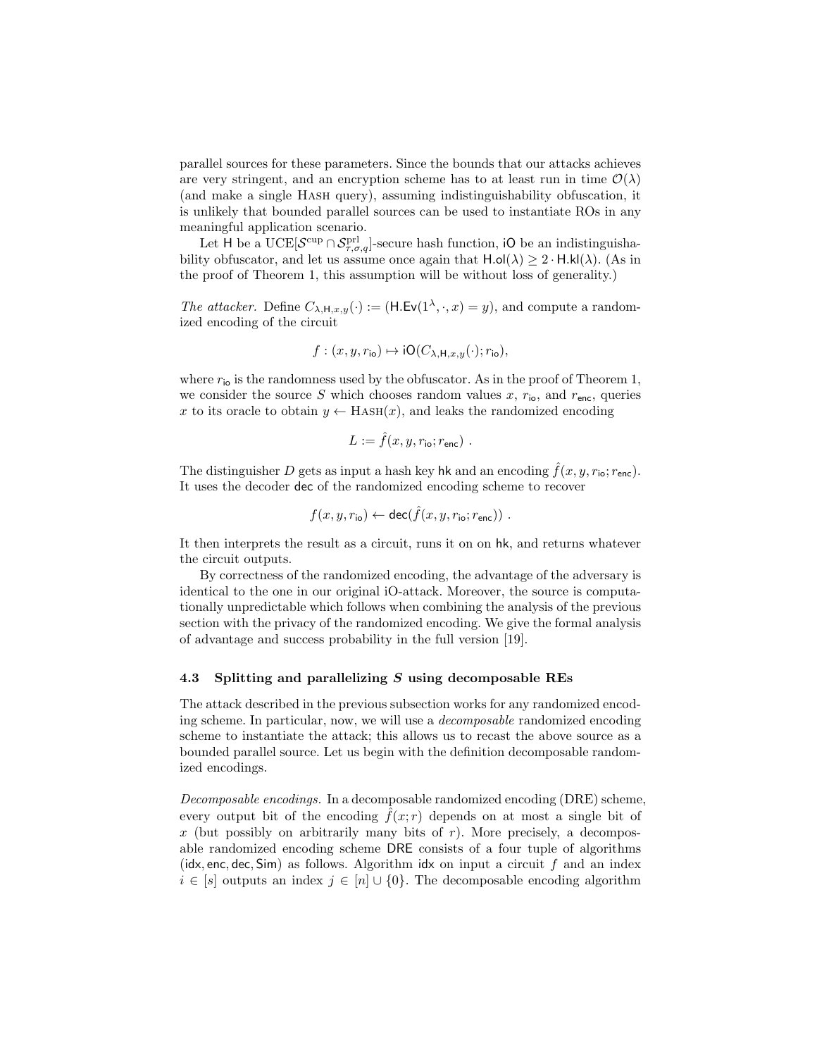parallel sources for these parameters. Since the bounds that our attacks achieves are very stringent, and an encryption scheme has to at least run in time $\mathcal{O}(\lambda)$ (and make a single Hash query), assuming indistinguishability obfuscation, it is unlikely that bounded parallel sources can be used to instantiate ROs in any meaningful application scenario.

Let $\mathsf{H}$ be a UCE$[\mathcal{S}^{\mathrm{cup}} \cap \mathcal{S}^{\mathrm{prl}}_{\tau,\sigma,q}]$-secure hash function, $\mathsf{iO}$ be an indistinguishability obfuscator, and let us assume once again that $\mathsf{H.ol}(\lambda) \geq 2 \cdot \mathsf{H.kl}(\lambda)$. (As in the proof of Theorem 1, this assumption will be without loss of generality.)

*The attacker.* Define $C_{\lambda,\mathsf{H},x,y}(\cdot) := (\mathsf{H.Ev}(1^\lambda, \cdot, x) = y)$, and compute a randomized encoding of the circuit

$$f : (x, y, r_{\mathsf{io}}) \mapsto \mathsf{iO}(C_{\lambda,\mathsf{H},x,y}(\cdot); r_{\mathsf{io}}),$$

where $r_{\mathsf{io}}$ is the randomness used by the obfuscator. As in the proof of Theorem 1, we consider the source $S$ which chooses random values $x$, $r_{\mathsf{io}}$, and $r_{\mathsf{enc}}$, queries $x$ to its oracle to obtain $y \leftarrow \textsc{Hash}(x)$, and leaks the randomized encoding

$$L := \hat{f}(x, y, r_{\mathsf{io}}; r_{\mathsf{enc}}) \ .$$

The distinguisher $D$ gets as input a hash key $\mathsf{hk}$ and an encoding $\hat{f}(x, y, r_{\mathsf{io}}; r_{\mathsf{enc}})$. It uses the decoder $\mathsf{dec}$ of the randomized encoding scheme to recover

$$f(x, y, r_{\mathsf{io}}) \leftarrow \mathsf{dec}(\hat{f}(x, y, r_{\mathsf{io}}; r_{\mathsf{enc}})) \ .$$

It then interprets the result as a circuit, runs it on on $\mathsf{hk}$, and returns whatever the circuit outputs.

By correctness of the randomized encoding, the advantage of the adversary is identical to the one in our original iO-attack. Moreover, the source is computationally unpredictable which follows when combining the analysis of the previous section with the privacy of the randomized encoding. We give the formal analysis of advantage and success probability in the full version [19].

### 4.3 Splitting and parallelizing *S* using decomposable REs

The attack described in the previous subsection works for any randomized encoding scheme. In particular, now, we will use a *decomposable* randomized encoding scheme to instantiate the attack; this allows us to recast the above source as a bounded parallel source. Let us begin with the definition decomposable randomized encodings.

*Decomposable encodings.* In a decomposable randomized encoding (DRE) scheme, every output bit of the encoding $\hat{f}(x; r)$ depends on at most a single bit of $x$ (but possibly on arbitrarily many bits of $r$). More precisely, a decomposable randomized encoding scheme $\mathsf{DRE}$ consists of a four tuple of algorithms $(\mathsf{idx}, \mathsf{enc}, \mathsf{dec}, \mathsf{Sim})$ as follows. Algorithm $\mathsf{idx}$ on input a circuit $f$ and an index $i \in [s]$ outputs an index $j \in [n] \cup \{0\}$. The decomposable encoding algorithm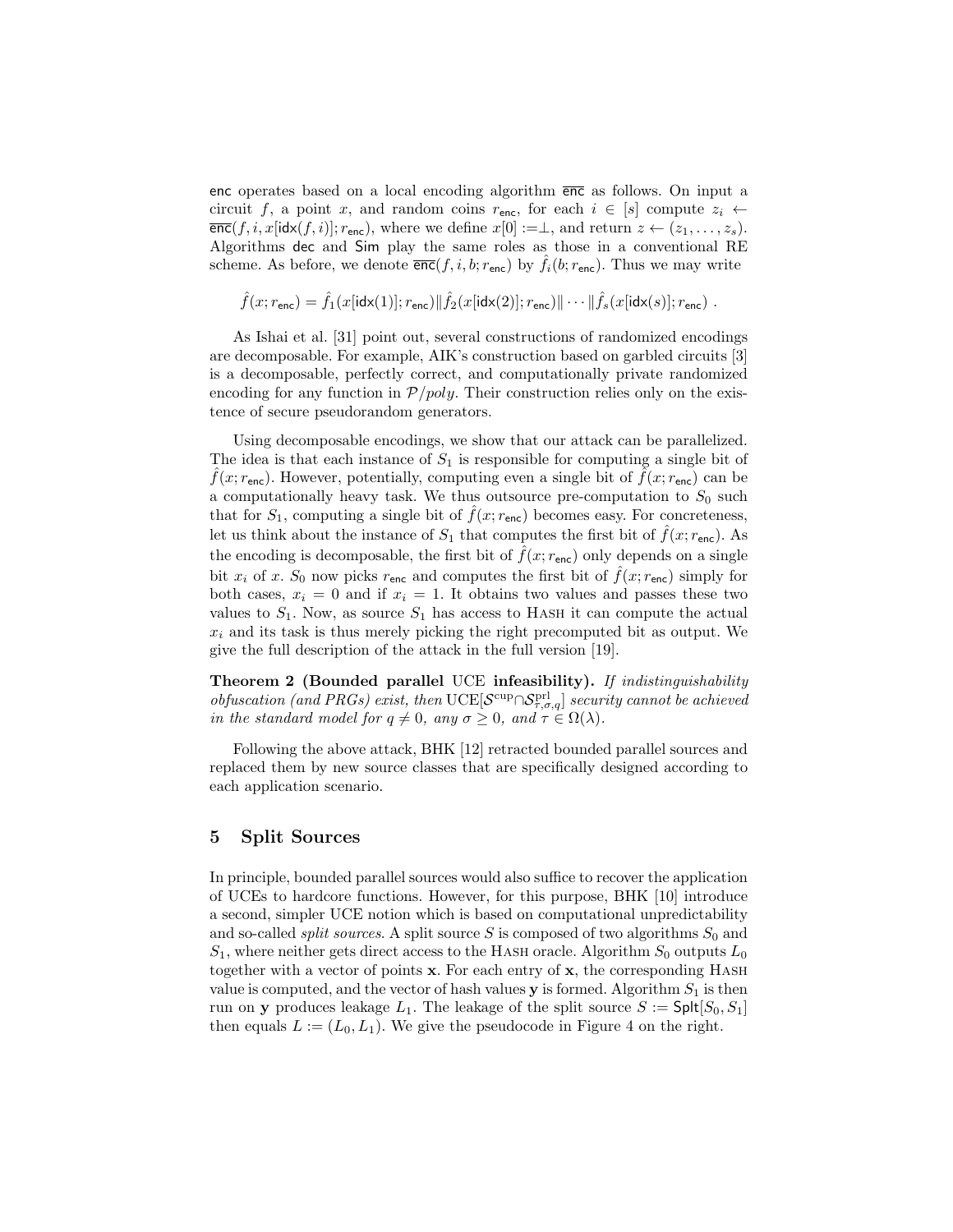$\mathsf{enc}$ operates based on a local encoding algorithm $\overline{\mathsf{enc}}$ as follows. On input a circuit $f$, a point $x$, and random coins $r_{\mathsf{enc}}$, for each $i \in [s]$ compute $z_i \leftarrow \overline{\mathsf{enc}}(f, i, x[\mathsf{idx}(f,i)]; r_{\mathsf{enc}})$, where we define $x[0] := \perp$, and return $z \leftarrow (z_1, \ldots, z_s)$. Algorithms $\mathsf{dec}$ and $\mathsf{Sim}$ play the same roles as those in a conventional RE scheme. As before, we denote $\overline{\mathsf{enc}}(f, i, b; r_{\mathsf{enc}})$ by $\hat{f}_i(b; r_{\mathsf{enc}})$. Thus we may write

$$\hat{f}(x; r_{\mathsf{enc}}) = \hat{f}_1(x[\mathsf{idx}(1)]; r_{\mathsf{enc}}) \| \hat{f}_2(x[\mathsf{idx}(2)]; r_{\mathsf{enc}}) \| \cdots \| \hat{f}_s(x[\mathsf{idx}(s)]; r_{\mathsf{enc}}) \ .$$

As Ishai et al. [31] point out, several constructions of randomized encodings are decomposable. For example, AIK's construction based on garbled circuits [3] is a decomposable, perfectly correct, and computationally private randomized encoding for any function in $\mathcal{P}/poly$. Their construction relies only on the existence of secure pseudorandom generators.

Using decomposable encodings, we show that our attack can be parallelized. The idea is that each instance of $S_1$ is responsible for computing a single bit of $\hat{f}(x; r_{\mathsf{enc}})$. However, potentially, computing even a single bit of $\hat{f}(x; r_{\mathsf{enc}})$ can be a computationally heavy task. We thus outsource pre-computation to $S_0$ such that for $S_1$, computing a single bit of $\hat{f}(x; r_{\mathsf{enc}})$ becomes easy. For concreteness, let us think about the instance of $S_1$ that computes the first bit of $\hat{f}(x; r_{\mathsf{enc}})$. As the encoding is decomposable, the first bit of $\hat{f}(x; r_{\mathsf{enc}})$ only depends on a single bit $x_i$ of $x$. $S_0$ now picks $r_{\mathsf{enc}}$ and computes the first bit of $\hat{f}(x; r_{\mathsf{enc}})$ simply for both cases, $x_i = 0$ and if $x_i = 1$. It obtains two values and passes these two values to $S_1$. Now, as source $S_1$ has access to Hash it can compute the actual $x_i$ and its task is thus merely picking the right precomputed bit as output. We give the full description of the attack in the full version [19].

**Theorem 2 (Bounded parallel UCE infeasibility).** *If indistinguishability obfuscation (and PRGs) exist, then* $\mathrm{UCE}[\mathcal{S}^{\mathrm{cup}} \cap \mathcal{S}^{\mathrm{prl}}_{\tau,\sigma,q}]$ *security cannot be achieved in the standard model for* $q \neq 0$*, any* $\sigma \geq 0$*, and* $\tau \in \Omega(\lambda)$.

Following the above attack, BHK [12] retracted bounded parallel sources and replaced them by new source classes that are specifically designed according to each application scenario.

## 5 Split Sources

In principle, bounded parallel sources would also suffice to recover the application of UCEs to hardcore functions. However, for this purpose, BHK [10] introduce a second, simpler UCE notion which is based on computational unpredictability and so-called *split sources*. A split source $S$ is composed of two algorithms $S_0$ and $S_1$, where neither gets direct access to the Hash oracle. Algorithm $S_0$ outputs $L_0$ together with a vector of points $\mathbf{x}$. For each entry of $\mathbf{x}$, the corresponding Hash value is computed, and the vector of hash values $\mathbf{y}$ is formed. Algorithm $S_1$ is then run on $\mathbf{y}$ produces leakage $L_1$. The leakage of the split source $S := \mathsf{Splt}[S_0, S_1]$ then equals $L := (L_0, L_1)$. We give the pseudocode in Figure 4 on the right.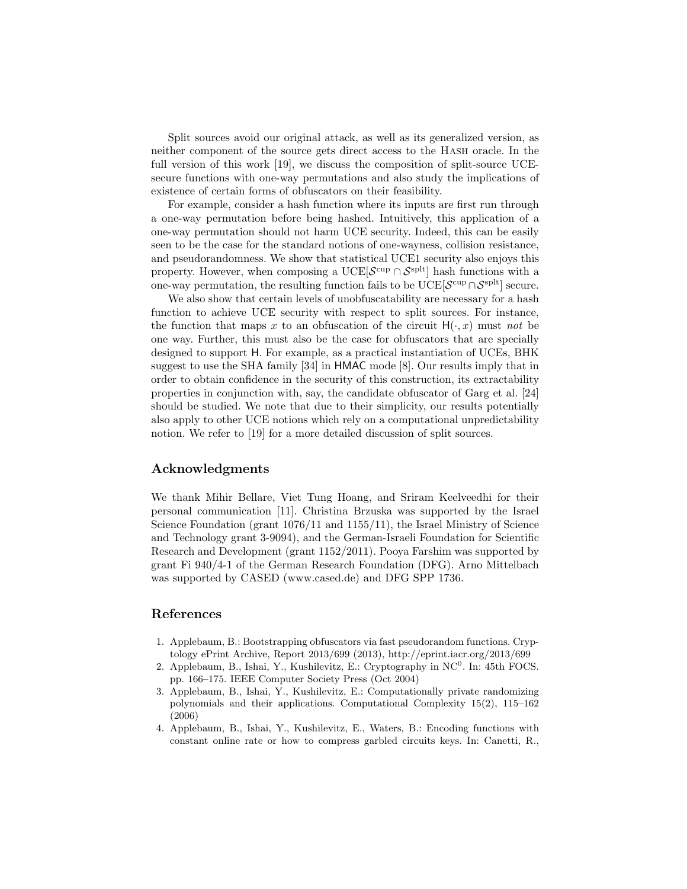Split sources avoid our original attack, as well as its generalized version, as neither component of the source gets direct access to the Hash oracle. In the full version of this work [19], we discuss the composition of split-source UCE-secure functions with one-way permutations and also study the implications of existence of certain forms of obfuscators on their feasibility.

For example, consider a hash function where its inputs are first run through a one-way permutation before being hashed. Intuitively, this application of a one-way permutation should not harm UCE security. Indeed, this can be easily seen to be the case for the standard notions of one-wayness, collision resistance, and pseudorandomness. We show that statistical UCE1 security also enjoys this property. However, when composing a UCE$[\mathcal{S}^{\mathrm{cup}} \cap \mathcal{S}^{\mathrm{splt}}]$ hash functions with a one-way permutation, the resulting function fails to be UCE$[\mathcal{S}^{\mathrm{cup}} \cap \mathcal{S}^{\mathrm{splt}}]$ secure.

We also show that certain levels of unobfuscatability are necessary for a hash function to achieve UCE security with respect to split sources. For instance, the function that maps $x$ to an obfuscation of the circuit $\mathsf{H}(\cdot, x)$ must *not* be one way. Further, this must also be the case for obfuscators that are specially designed to support $\mathsf{H}$. For example, as a practical instantiation of UCEs, BHK suggest to use the SHA family [34] in HMAC mode [8]. Our results imply that in order to obtain confidence in the security of this construction, its extractability properties in conjunction with, say, the candidate obfuscator of Garg et al. [24] should be studied. We note that due to their simplicity, our results potentially also apply to other UCE notions which rely on a computational unpredictability notion. We refer to [19] for a more detailed discussion of split sources.

## Acknowledgments

We thank Mihir Bellare, Viet Tung Hoang, and Sriram Keelveedhi for their personal communication [11]. Christina Brzuska was supported by the Israel Science Foundation (grant 1076/11 and 1155/11), the Israel Ministry of Science and Technology grant 3-9094), and the German-Israeli Foundation for Scientific Research and Development (grant 1152/2011). Pooya Farshim was supported by grant Fi 940/4-1 of the German Research Foundation (DFG). Arno Mittelbach was supported by CASED (www.cased.de) and DFG SPP 1736.

## References

1. Applebaum, B.: Bootstrapping obfuscators via fast pseudorandom functions. Cryptology ePrint Archive, Report 2013/699 (2013), http://eprint.iacr.org/2013/699
2. Applebaum, B., Ishai, Y., Kushilevitz, E.: Cryptography in $\mathrm{NC}^0$. In: 45th FOCS. pp. 166–175. IEEE Computer Society Press (Oct 2004)
3. Applebaum, B., Ishai, Y., Kushilevitz, E.: Computationally private randomizing polynomials and their applications. Computational Complexity 15(2), 115–162 (2006)
4. Applebaum, B., Ishai, Y., Kushilevitz, E., Waters, B.: Encoding functions with constant online rate or how to compress garbled circuits keys. In: Canetti, R.,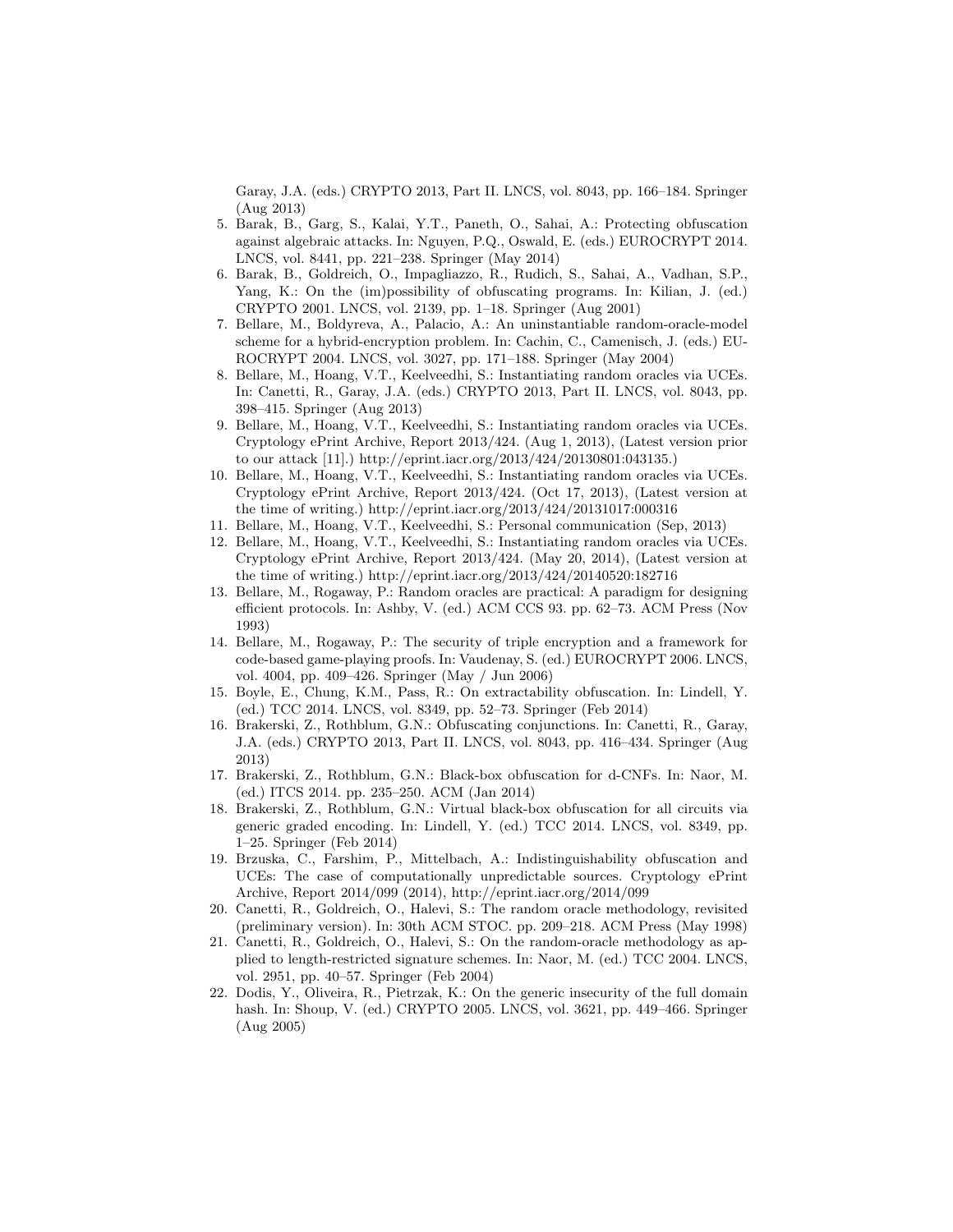Garay, J.A. (eds.) CRYPTO 2013, Part II. LNCS, vol. 8043, pp. 166–184. Springer (Aug 2013)

5. Barak, B., Garg, S., Kalai, Y.T., Paneth, O., Sahai, A.: Protecting obfuscation against algebraic attacks. In: Nguyen, P.Q., Oswald, E. (eds.) EUROCRYPT 2014. LNCS, vol. 8441, pp. 221–238. Springer (May 2014)
6. Barak, B., Goldreich, O., Impagliazzo, R., Rudich, S., Sahai, A., Vadhan, S.P., Yang, K.: On the (im)possibility of obfuscating programs. In: Kilian, J. (ed.) CRYPTO 2001. LNCS, vol. 2139, pp. 1–18. Springer (Aug 2001)
7. Bellare, M., Boldyreva, A., Palacio, A.: An uninstantiable random-oracle-model scheme for a hybrid-encryption problem. In: Cachin, C., Camenisch, J. (eds.) EUROCRYPT 2004. LNCS, vol. 3027, pp. 171–188. Springer (May 2004)
8. Bellare, M., Hoang, V.T., Keelveedhi, S.: Instantiating random oracles via UCEs. In: Canetti, R., Garay, J.A. (eds.) CRYPTO 2013, Part II. LNCS, vol. 8043, pp. 398–415. Springer (Aug 2013)
9. Bellare, M., Hoang, V.T., Keelveedhi, S.: Instantiating random oracles via UCEs. Cryptology ePrint Archive, Report 2013/424. (Aug 1, 2013), (Latest version prior to our attack [11].) http://eprint.iacr.org/2013/424/20130801:043135.)
10. Bellare, M., Hoang, V.T., Keelveedhi, S.: Instantiating random oracles via UCEs. Cryptology ePrint Archive, Report 2013/424. (Oct 17, 2013), (Latest version at the time of writing.) http://eprint.iacr.org/2013/424/20131017:000316
11. Bellare, M., Hoang, V.T., Keelveedhi, S.: Personal communication (Sep, 2013)
12. Bellare, M., Hoang, V.T., Keelveedhi, S.: Instantiating random oracles via UCEs. Cryptology ePrint Archive, Report 2013/424. (May 20, 2014), (Latest version at the time of writing.) http://eprint.iacr.org/2013/424/20140520:182716
13. Bellare, M., Rogaway, P.: Random oracles are practical: A paradigm for designing efficient protocols. In: Ashby, V. (ed.) ACM CCS 93. pp. 62–73. ACM Press (Nov 1993)
14. Bellare, M., Rogaway, P.: The security of triple encryption and a framework for code-based game-playing proofs. In: Vaudenay, S. (ed.) EUROCRYPT 2006. LNCS, vol. 4004, pp. 409–426. Springer (May / Jun 2006)
15. Boyle, E., Chung, K.M., Pass, R.: On extractability obfuscation. In: Lindell, Y. (ed.) TCC 2014. LNCS, vol. 8349, pp. 52–73. Springer (Feb 2014)
16. Brakerski, Z., Rothblum, G.N.: Obfuscating conjunctions. In: Canetti, R., Garay, J.A. (eds.) CRYPTO 2013, Part II. LNCS, vol. 8043, pp. 416–434. Springer (Aug 2013)
17. Brakerski, Z., Rothblum, G.N.: Black-box obfuscation for d-CNFs. In: Naor, M. (ed.) ITCS 2014. pp. 235–250. ACM (Jan 2014)
18. Brakerski, Z., Rothblum, G.N.: Virtual black-box obfuscation for all circuits via generic graded encoding. In: Lindell, Y. (ed.) TCC 2014. LNCS, vol. 8349, pp. 1–25. Springer (Feb 2014)
19. Brzuska, C., Farshim, P., Mittelbach, A.: Indistinguishability obfuscation and UCEs: The case of computationally unpredictable sources. Cryptology ePrint Archive, Report 2014/099 (2014), http://eprint.iacr.org/2014/099
20. Canetti, R., Goldreich, O., Halevi, S.: The random oracle methodology, revisited (preliminary version). In: 30th ACM STOC. pp. 209–218. ACM Press (May 1998)
21. Canetti, R., Goldreich, O., Halevi, S.: On the random-oracle methodology as applied to length-restricted signature schemes. In: Naor, M. (ed.) TCC 2004. LNCS, vol. 2951, pp. 40–57. Springer (Feb 2004)
22. Dodis, Y., Oliveira, R., Pietrzak, K.: On the generic insecurity of the full domain hash. In: Shoup, V. (ed.) CRYPTO 2005. LNCS, vol. 3621, pp. 449–466. Springer (Aug 2005)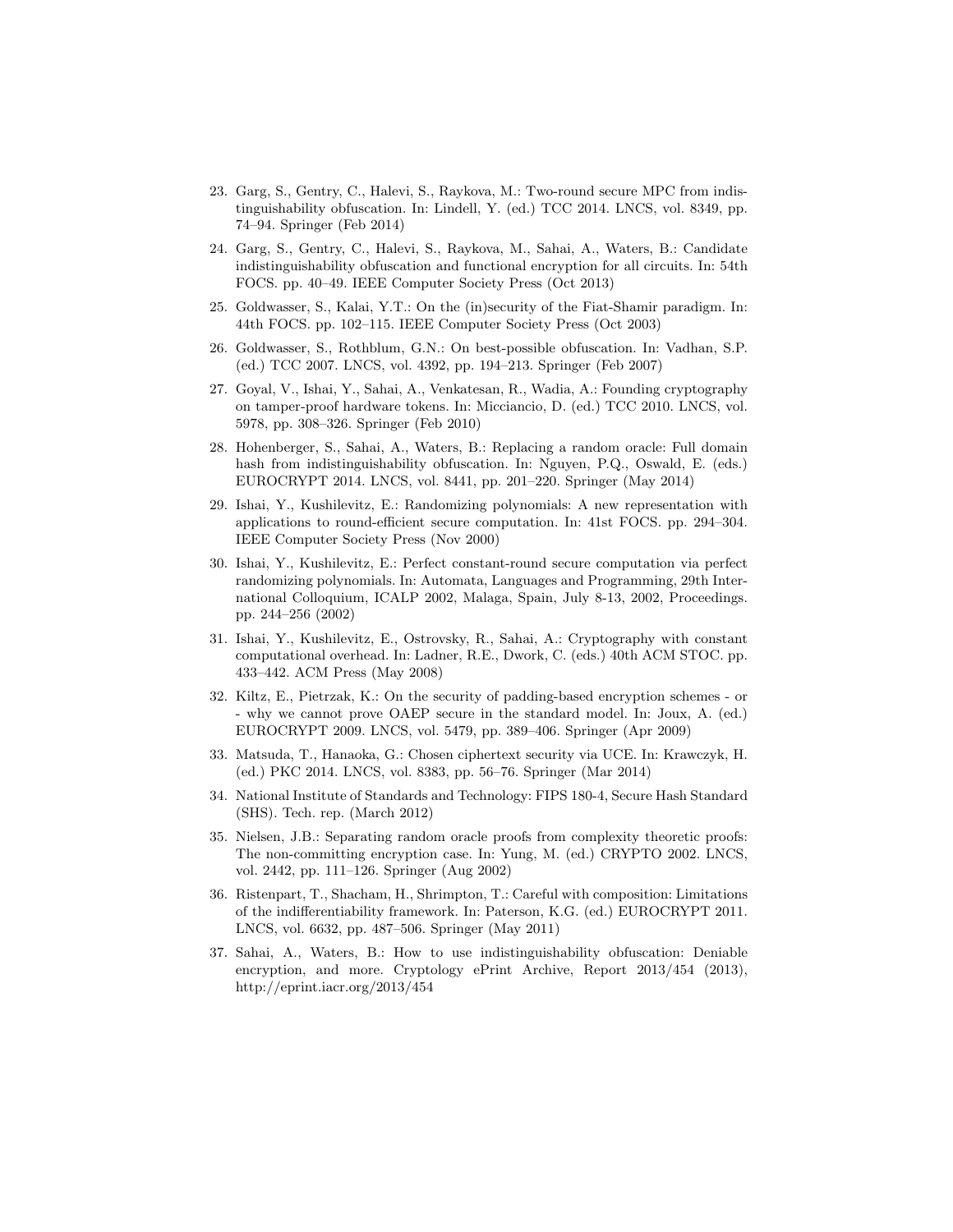23. Garg, S., Gentry, C., Halevi, S., Raykova, M.: Two-round secure MPC from indistinguishability obfuscation. In: Lindell, Y. (ed.) TCC 2014. LNCS, vol. 8349, pp. 74–94. Springer (Feb 2014)
24. Garg, S., Gentry, C., Halevi, S., Raykova, M., Sahai, A., Waters, B.: Candidate indistinguishability obfuscation and functional encryption for all circuits. In: 54th FOCS. pp. 40–49. IEEE Computer Society Press (Oct 2013)
25. Goldwasser, S., Kalai, Y.T.: On the (in)security of the Fiat-Shamir paradigm. In: 44th FOCS. pp. 102–115. IEEE Computer Society Press (Oct 2003)
26. Goldwasser, S., Rothblum, G.N.: On best-possible obfuscation. In: Vadhan, S.P. (ed.) TCC 2007. LNCS, vol. 4392, pp. 194–213. Springer (Feb 2007)
27. Goyal, V., Ishai, Y., Sahai, A., Venkatesan, R., Wadia, A.: Founding cryptography on tamper-proof hardware tokens. In: Micciancio, D. (ed.) TCC 2010. LNCS, vol. 5978, pp. 308–326. Springer (Feb 2010)
28. Hohenberger, S., Sahai, A., Waters, B.: Replacing a random oracle: Full domain hash from indistinguishability obfuscation. In: Nguyen, P.Q., Oswald, E. (eds.) EUROCRYPT 2014. LNCS, vol. 8441, pp. 201–220. Springer (May 2014)
29. Ishai, Y., Kushilevitz, E.: Randomizing polynomials: A new representation with applications to round-efficient secure computation. In: 41st FOCS. pp. 294–304. IEEE Computer Society Press (Nov 2000)
30. Ishai, Y., Kushilevitz, E.: Perfect constant-round secure computation via perfect randomizing polynomials. In: Automata, Languages and Programming, 29th International Colloquium, ICALP 2002, Malaga, Spain, July 8-13, 2002, Proceedings. pp. 244–256 (2002)
31. Ishai, Y., Kushilevitz, E., Ostrovsky, R., Sahai, A.: Cryptography with constant computational overhead. In: Ladner, R.E., Dwork, C. (eds.) 40th ACM STOC. pp. 433–442. ACM Press (May 2008)
32. Kiltz, E., Pietrzak, K.: On the security of padding-based encryption schemes - or - why we cannot prove OAEP secure in the standard model. In: Joux, A. (ed.) EUROCRYPT 2009. LNCS, vol. 5479, pp. 389–406. Springer (Apr 2009)
33. Matsuda, T., Hanaoka, G.: Chosen ciphertext security via UCE. In: Krawczyk, H. (ed.) PKC 2014. LNCS, vol. 8383, pp. 56–76. Springer (Mar 2014)
34. National Institute of Standards and Technology: FIPS 180-4, Secure Hash Standard (SHS). Tech. rep. (March 2012)
35. Nielsen, J.B.: Separating random oracle proofs from complexity theoretic proofs: The non-committing encryption case. In: Yung, M. (ed.) CRYPTO 2002. LNCS, vol. 2442, pp. 111–126. Springer (Aug 2002)
36. Ristenpart, T., Shacham, H., Shrimpton, T.: Careful with composition: Limitations of the indifferentiability framework. In: Paterson, K.G. (ed.) EUROCRYPT 2011. LNCS, vol. 6632, pp. 487–506. Springer (May 2011)
37. Sahai, A., Waters, B.: How to use indistinguishability obfuscation: Deniable encryption, and more. Cryptology ePrint Archive, Report 2013/454 (2013), http://eprint.iacr.org/2013/454